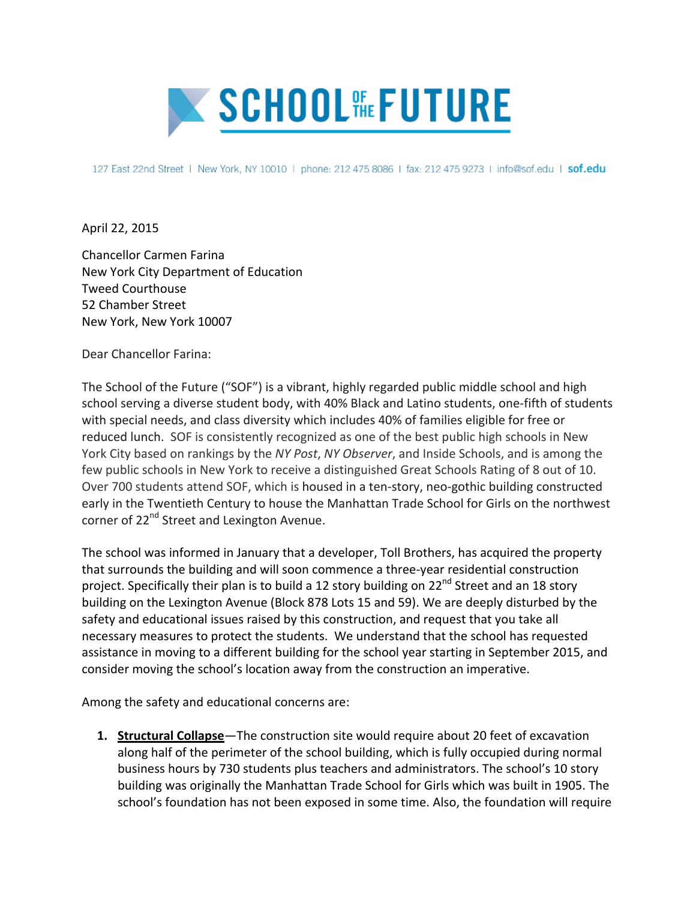# SCHOOL OF THE FUTURE

127 East 22nd Street | New York, NY 10010 | phone: 212 475 8086 | fax: 212 475 9273 | info@sof.edu | sof.edu

April 22, 2015

Chancellor Carmen Farina
New York City Department of Education
Tweed Courthouse
52 Chamber Street
New York, New York 10007

Dear Chancellor Farina:

The School of the Future ("SOF") is a vibrant, highly regarded public middle school and high school serving a diverse student body, with 40% Black and Latino students, one-fifth of students with special needs, and class diversity which includes 40% of families eligible for free or reduced lunch. SOF is consistently recognized as one of the best public high schools in New York City based on rankings by the *NY Post*, *NY Observer*, and Inside Schools, and is among the few public schools in New York to receive a distinguished Great Schools Rating of 8 out of 10. Over 700 students attend SOF, which is housed in a ten-story, neo-gothic building constructed early in the Twentieth Century to house the Manhattan Trade School for Girls on the northwest corner of 22nd Street and Lexington Avenue.

The school was informed in January that a developer, Toll Brothers, has acquired the property that surrounds the building and will soon commence a three-year residential construction project. Specifically their plan is to build a 12 story building on 22nd Street and an 18 story building on the Lexington Avenue (Block 878 Lots 15 and 59). We are deeply disturbed by the safety and educational issues raised by this construction, and request that you take all necessary measures to protect the students. We understand that the school has requested assistance in moving to a different building for the school year starting in September 2015, and consider moving the school's location away from the construction an imperative.

Among the safety and educational concerns are:

1. **Structural Collapse**—The construction site would require about 20 feet of excavation along half of the perimeter of the school building, which is fully occupied during normal business hours by 730 students plus teachers and administrators. The school's 10 story building was originally the Manhattan Trade School for Girls which was built in 1905. The school's foundation has not been exposed in some time. Also, the foundation will require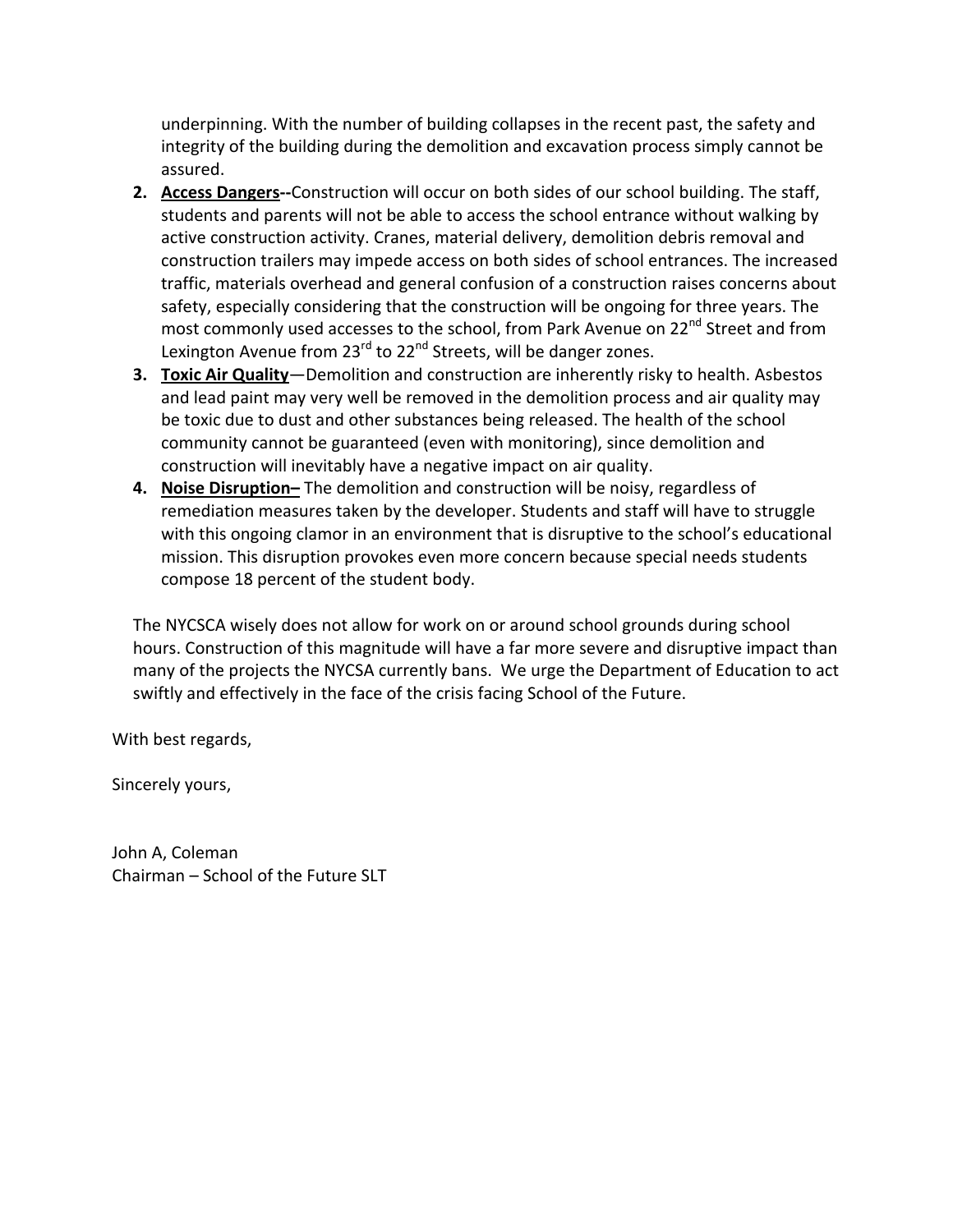underpinning. With the number of building collapses in the recent past, the safety and integrity of the building during the demolition and excavation process simply cannot be assured.

2. **<u>Access Dangers</u>--**Construction will occur on both sides of our school building. The staff, students and parents will not be able to access the school entrance without walking by active construction activity. Cranes, material delivery, demolition debris removal and construction trailers may impede access on both sides of school entrances. The increased traffic, materials overhead and general confusion of a construction raises concerns about safety, especially considering that the construction will be ongoing for three years. The most commonly used accesses to the school, from Park Avenue on 22nd Street and from Lexington Avenue from 23rd to 22nd Streets, will be danger zones.
3. **<u>Toxic Air Quality</u>**—Demolition and construction are inherently risky to health. Asbestos and lead paint may very well be removed in the demolition process and air quality may be toxic due to dust and other substances being released. The health of the school community cannot be guaranteed (even with monitoring), since demolition and construction will inevitably have a negative impact on air quality.
4. **<u>Noise Disruption–</u>** The demolition and construction will be noisy, regardless of remediation measures taken by the developer. Students and staff will have to struggle with this ongoing clamor in an environment that is disruptive to the school's educational mission. This disruption provokes even more concern because special needs students compose 18 percent of the student body.

The NYCSCA wisely does not allow for work on or around school grounds during school hours. Construction of this magnitude will have a far more severe and disruptive impact than many of the projects the NYCSA currently bans. We urge the Department of Education to act swiftly and effectively in the face of the crisis facing School of the Future.

With best regards,

Sincerely yours,

John A, Coleman
Chairman – School of the Future SLT